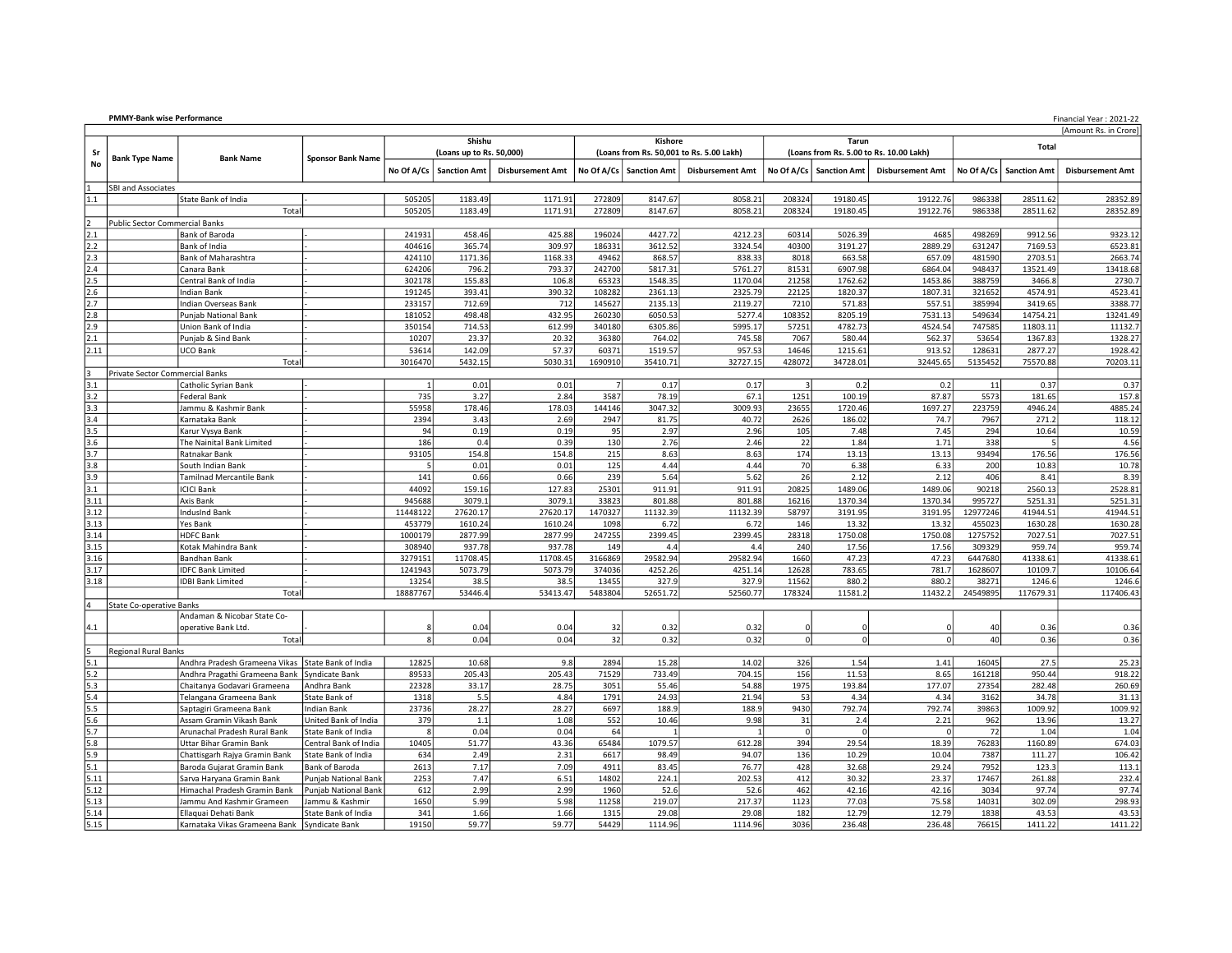**PMMY-Bank wise Performance**

Financial Year : 2021-22

[Amount Rs. in Crore]

| Sr No | Bank Type Name | Bank Name | Sponsor Bank Name | Shishu (Loans up to Rs. 50,000) | | | Kishore (Loans from Rs. 50,001 to Rs. 5.00 Lakh) | | | Tarun (Loans from Rs. 5.00 to Rs. 10.00 Lakh) | | | Total | | |
|---|---|---|---|---|---|---|---|---|---|---|---|---|---|---|---|
| | | | | No Of A/Cs | Sanction Amt | Disbursement Amt | No Of A/Cs | Sanction Amt | Disbursement Amt | No Of A/Cs | Sanction Amt | Disbursement Amt | No Of A/Cs | Sanction Amt | Disbursement Amt |
| 1 | SBI and Associates | | | | | | | | | | | | | | |
| 1.1 | | State Bank of India | - | 505205 | 1183.49 | 1171.91 | 272809 | 8147.67 | 8058.21 | 208324 | 19180.45 | 19122.76 | 986338 | 28511.62 | 28352.89 |
| | | Total | | 505205 | 1183.49 | 1171.91 | 272809 | 8147.67 | 8058.21 | 208324 | 19180.45 | 19122.76 | 986338 | 28511.62 | 28352.89 |
| 2 | Public Sector Commercial Banks | | | | | | | | | | | | | | |
| 2.1 | | Bank of Baroda | - | 241931 | 458.46 | 425.88 | 196024 | 4427.72 | 4212.23 | 60314 | 5026.39 | 4685 | 498269 | 9912.56 | 9323.12 |
| 2.2 | | Bank of India | - | 404616 | 365.74 | 309.97 | 186331 | 3612.52 | 3324.54 | 40300 | 3191.27 | 2889.29 | 631247 | 7169.53 | 6523.81 |
| 2.3 | | Bank of Maharashtra | - | 424110 | 1171.36 | 1168.33 | 49462 | 868.57 | 838.33 | 8018 | 663.58 | 657.09 | 481590 | 2703.51 | 2663.74 |
| 2.4 | | Canara Bank | - | 624206 | 796.2 | 793.37 | 242700 | 5817.31 | 5761.27 | 81531 | 6907.98 | 6864.04 | 948437 | 13521.49 | 13418.68 |
| 2.5 | | Central Bank of India | - | 302178 | 155.83 | 106.8 | 65323 | 1548.35 | 1170.04 | 21258 | 1762.62 | 1453.86 | 388759 | 3466.8 | 2730.7 |
| 2.6 | | Indian Bank | - | 191245 | 393.41 | 390.32 | 108282 | 2361.13 | 2325.79 | 22125 | 1820.37 | 1807.31 | 321652 | 4574.91 | 4523.41 |
| 2.7 | | Indian Overseas Bank | - | 233157 | 712.69 | 712 | 145627 | 2135.13 | 2119.27 | 7210 | 571.83 | 557.51 | 385994 | 3419.65 | 3388.77 |
| 2.8 | | Punjab National Bank | - | 181052 | 498.48 | 432.95 | 260230 | 6050.53 | 5277.4 | 108352 | 8205.19 | 7531.13 | 549634 | 14754.21 | 13241.49 |
| 2.9 | | Union Bank of India | - | 350154 | 714.53 | 612.99 | 340180 | 6305.86 | 5995.17 | 57251 | 4782.73 | 4524.54 | 747585 | 11803.11 | 11132.7 |
| 2.1 | | Punjab & Sind Bank | - | 10207 | 23.37 | 20.32 | 36380 | 764.02 | 745.58 | 7067 | 580.44 | 562.37 | 53654 | 1367.83 | 1328.27 |
| 2.11 | | UCO Bank | - | 53614 | 142.09 | 57.37 | 60371 | 1519.57 | 957.53 | 14646 | 1215.61 | 913.52 | 128631 | 2877.27 | 1928.42 |
| | | Total | | 3016470 | 5432.15 | 5030.31 | 1690910 | 35410.71 | 32727.15 | 428072 | 34728.01 | 32445.65 | 5135452 | 75570.88 | 70203.11 |
| 3 | Private Sector Commercial Banks | | | | | | | | | | | | | | |
| 3.1 | | Catholic Syrian Bank | - | 1 | 0.01 | 0.01 | 7 | 0.17 | 0.17 | 3 | 0.2 | 0.2 | 11 | 0.37 | 0.37 |
| 3.2 | | Federal Bank | - | 735 | 3.27 | 2.84 | 3587 | 78.19 | 67.1 | 1251 | 100.19 | 87.87 | 5573 | 181.65 | 157.8 |
| 3.3 | | Jammu & Kashmir Bank | - | 55958 | 178.46 | 178.03 | 144146 | 3047.32 | 3009.93 | 23655 | 1720.46 | 1697.27 | 223759 | 4946.24 | 4885.24 |
| 3.4 | | Karnataka Bank | - | 2394 | 3.43 | 2.69 | 2947 | 81.75 | 40.72 | 2626 | 186.02 | 74.7 | 7967 | 271.2 | 118.12 |
| 3.5 | | Karur Vysya Bank | - | 94 | 0.19 | 0.19 | 95 | 2.97 | 2.96 | 105 | 7.48 | 7.45 | 294 | 10.64 | 10.59 |
| 3.6 | | The Nainital Bank Limited | - | 186 | 0.4 | 0.39 | 130 | 2.76 | 2.46 | 22 | 1.84 | 1.71 | 338 | 5 | 4.56 |
| 3.7 | | Ratnakar Bank | - | 93105 | 154.8 | 154.8 | 215 | 8.63 | 8.63 | 174 | 13.13 | 13.13 | 93494 | 176.56 | 176.56 |
| 3.8 | | South Indian Bank | - | 5 | 0.01 | 0.01 | 125 | 4.44 | 4.44 | 70 | 6.38 | 6.33 | 200 | 10.83 | 10.78 |
| 3.9 | | Tamilnad Mercantile Bank | - | 141 | 0.66 | 0.66 | 239 | 5.64 | 5.62 | 26 | 2.12 | 2.12 | 406 | 8.41 | 8.39 |
| 3.1 | | ICICI Bank | - | 44092 | 159.16 | 127.83 | 25301 | 911.91 | 911.91 | 20825 | 1489.06 | 1489.06 | 90218 | 2560.13 | 2528.81 |
| 3.11 | | Axis Bank | - | 945688 | 3079.1 | 3079.1 | 33823 | 801.88 | 801.88 | 16216 | 1370.34 | 1370.34 | 995727 | 5251.31 | 5251.31 |
| 3.12 | | IndusInd Bank | - | 11448122 | 27620.17 | 27620.17 | 1470327 | 11132.39 | 11132.39 | 58797 | 3191.95 | 3191.95 | 12977246 | 41944.51 | 41944.51 |
| 3.13 | | Yes Bank | - | 453779 | 1610.24 | 1610.24 | 1098 | 6.72 | 6.72 | 146 | 13.32 | 13.32 | 455023 | 1630.28 | 1630.28 |
| 3.14 | | HDFC Bank | - | 1000179 | 2877.99 | 2877.99 | 247255 | 2399.45 | 2399.45 | 28318 | 1750.08 | 1750.08 | 1275752 | 7027.51 | 7027.51 |
| 3.15 | | Kotak Mahindra Bank | - | 308940 | 937.78 | 937.78 | 149 | 4.4 | 4.4 | 240 | 17.56 | 17.56 | 309329 | 959.74 | 959.74 |
| 3.16 | | Bandhan Bank | - | 3279151 | 11708.45 | 11708.45 | 3166869 | 29582.94 | 29582.94 | 1660 | 47.23 | 47.23 | 6447680 | 41338.61 | 41338.61 |
| 3.17 | | IDFC Bank Limited | - | 1241943 | 5073.79 | 5073.79 | 374036 | 4252.26 | 4251.14 | 12628 | 783.65 | 781.7 | 1628607 | 10109.7 | 10106.64 |
| 3.18 | | IDBI Bank Limited | - | 13254 | 38.5 | 38.5 | 13455 | 327.9 | 327.9 | 11562 | 880.2 | 880.2 | 38271 | 1246.6 | 1246.6 |
| | | Total | | 18887767 | 53446.4 | 53413.47 | 5483804 | 52651.72 | 52560.77 | 178324 | 11581.2 | 11432.2 | 24549895 | 117679.31 | 117406.43 |
| 4 | State Co-operative Banks | | | | | | | | | | | | | | |
| 4.1 | | Andaman & Nicobar State Co-operative Bank Ltd. | - | 8 | 0.04 | 0.04 | 32 | 0.32 | 0.32 | 0 | 0 | 0 | 40 | 0.36 | 0.36 |
| | | Total | | 8 | 0.04 | 0.04 | 32 | 0.32 | 0.32 | 0 | 0 | 0 | 40 | 0.36 | 0.36 |
| 5 | Regional Rural Banks | | | | | | | | | | | | | | |
| 5.1 | | Andhra Pradesh Grameena Vikas | State Bank of India | 12825 | 10.68 | 9.8 | 2894 | 15.28 | 14.02 | 326 | 1.54 | 1.41 | 16045 | 27.5 | 25.23 |
| 5.2 | | Andhra Pragathi Grameena Bank | Syndicate Bank | 89533 | 205.43 | 205.43 | 71529 | 733.49 | 704.15 | 156 | 11.53 | 8.65 | 161218 | 950.44 | 918.22 |
| 5.3 | | Chaitanya Godavari Grameena | Andhra Bank | 22328 | 33.17 | 28.75 | 3051 | 55.46 | 54.88 | 1975 | 193.84 | 177.07 | 27354 | 282.48 | 260.69 |
| 5.4 | | Telangana Grameena Bank | State Bank of | 1318 | 5.5 | 4.84 | 1791 | 24.93 | 21.94 | 53 | 4.34 | 4.34 | 3162 | 34.78 | 31.13 |
| 5.5 | | Saptagiri Grameena Bank | Indian Bank | 23736 | 28.27 | 28.27 | 6697 | 188.9 | 188.9 | 9430 | 792.74 | 792.74 | 39863 | 1009.92 | 1009.92 |
| 5.6 | | Assam Gramin Vikash Bank | United Bank of India | 379 | 1.1 | 1.08 | 552 | 10.46 | 9.98 | 31 | 2.4 | 2.21 | 962 | 13.96 | 13.27 |
| 5.7 | | Arunachal Pradesh Rural Bank | State Bank of India | 8 | 0.04 | 0.04 | 64 | 1 | 1 | 0 | 0 | 0 | 72 | 1.04 | 1.04 |
| 5.8 | | Uttar Bihar Gramin Bank | Central Bank of India | 10405 | 51.77 | 43.36 | 65484 | 1079.57 | 612.28 | 394 | 29.54 | 18.39 | 76283 | 1160.89 | 674.03 |
| 5.9 | | Chattisgarh Rajya Gramin Bank | State Bank of India | 634 | 2.49 | 2.31 | 6617 | 98.49 | 94.07 | 136 | 10.29 | 10.04 | 7387 | 111.27 | 106.42 |
| 5.1 | | Baroda Gujarat Gramin Bank | Bank of Baroda | 2613 | 7.17 | 7.09 | 4911 | 83.45 | 76.77 | 428 | 32.68 | 29.24 | 7952 | 123.3 | 113.1 |
| 5.11 | | Sarva Haryana Gramin Bank | Punjab National Bank | 2253 | 7.47 | 6.51 | 14802 | 224.1 | 202.53 | 412 | 30.32 | 23.37 | 17467 | 261.88 | 232.4 |
| 5.12 | | Himachal Pradesh Gramin Bank | Punjab National Bank | 612 | 2.99 | 2.99 | 1960 | 52.6 | 52.6 | 462 | 42.16 | 42.16 | 3034 | 97.74 | 97.74 |
| 5.13 | | Jammu And Kashmir Grameen | Jammu & Kashmir | 1650 | 5.99 | 5.98 | 11258 | 219.07 | 217.37 | 1123 | 77.03 | 75.58 | 14031 | 302.09 | 298.93 |
| 5.14 | | Ellaquai Dehati Bank | State Bank of India | 341 | 1.66 | 1.66 | 1315 | 29.08 | 29.08 | 182 | 12.79 | 12.79 | 1838 | 43.53 | 43.53 |
| 5.15 | | Karnataka Vikas Grameena Bank | Syndicate Bank | 19150 | 59.77 | 59.77 | 54429 | 1114.96 | 1114.96 | 3036 | 236.48 | 236.48 | 76615 | 1411.22 | 1411.22 |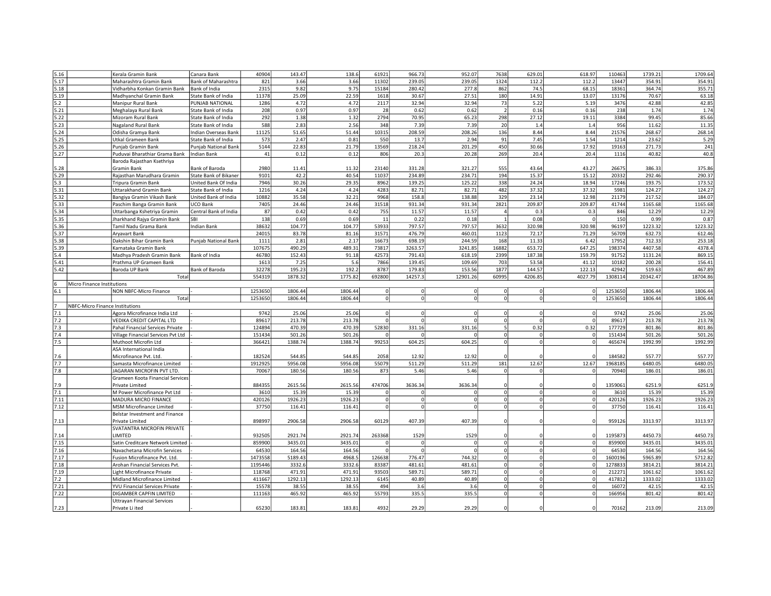| 5.16 | | Kerala Gramin Bank | Canara Bank | 40904 | 143.47 | 138.6 | 61921 | 966.73 | 952.07 | 7638 | 629.01 | 618.97 | 110463 | 1739.21 | 1709.64 |
|---|---|---|---|---|---|---|---|---|---|---|---|---|---|---|---|
| 5.17 | | Maharashtra Gramin Bank | Bank of Maharashtra | 821 | 3.66 | 3.66 | 11302 | 239.05 | 239.05 | 1324 | 112.2 | 112.2 | 13447 | 354.91 | 354.91 |
| 5.18 | | Vidharbha Konkan Gramin Bank | Bank of India | 2315 | 9.82 | 9.75 | 15184 | 280.42 | 277.8 | 862 | 74.5 | 68.15 | 18361 | 364.74 | 355.71 |
| 5.19 | | Madhyanchal Gramin Bank | State Bank of India | 11378 | 25.09 | 22.59 | 1618 | 30.67 | 27.51 | 180 | 14.91 | 13.07 | 13176 | 70.67 | 63.18 |
| 5.2 | | Manipur Rural Bank | PUNJAB NATIONAL | 1286 | 4.72 | 4.72 | 2117 | 32.94 | 32.94 | 73 | 5.22 | 5.19 | 3476 | 42.88 | 42.85 |
| 5.21 | | Meghalaya Rural Bank | State Bank of India | 208 | 0.97 | 0.97 | 28 | 0.62 | 0.62 | 2 | 0.16 | 0.16 | 238 | 1.74 | 1.74 |
| 5.22 | | Mizoram Rural Bank | State Bank of India | 292 | 1.38 | 1.32 | 2794 | 70.95 | 65.23 | 298 | 27.12 | 19.11 | 3384 | 99.45 | 85.66 |
| 5.23 | | Nagaland Rural Bank | State Bank of India | 588 | 2.83 | 2.56 | 348 | 7.39 | 7.39 | 20 | 1.4 | 1.4 | 956 | 11.62 | 11.35 |
| 5.24 | | Odisha Gramya Bank | Indian Overseas Bank | 11125 | 51.65 | 51.44 | 10315 | 208.59 | 208.26 | 136 | 8.44 | 8.44 | 21576 | 268.67 | 268.14 |
| 5.25 | | Utkal Grameen Bank | State Bank of India | 573 | 2.47 | 0.81 | 550 | 13.7 | 2.94 | 91 | 7.45 | 1.54 | 1214 | 23.62 | 5.29 |
| 5.26 | | Punjab Gramin Bank | Punjab National Bank | 5144 | 22.83 | 21.79 | 13569 | 218.24 | 201.29 | 450 | 30.66 | 17.92 | 19163 | 271.73 | 241 |
| 5.27 | | Puduvai Bharathiar Grama Bank | Indian Bank | 41 | 0.12 | 0.12 | 806 | 20.3 | 20.28 | 269 | 20.4 | 20.4 | 1116 | 40.82 | 40.8 |
| 5.28 | | Baroda Rajasthan Ksethriya Gramin Bank | Bank of Baroda | 2980 | 11.41 | 11.32 | 23140 | 331.28 | 321.27 | 555 | 43.64 | 43.27 | 26675 | 386.33 | 375.86 |
| 5.29 | | Rajasthan Marudhara Gramin | State Bank of Bikaner | 9101 | 42.2 | 40.54 | 11037 | 234.89 | 234.71 | 194 | 15.37 | 15.12 | 20332 | 292.46 | 290.37 |
| 5.3 | | Tripura Gramin Bank | United Bank Of India | 7946 | 30.26 | 29.35 | 8962 | 139.25 | 125.22 | 338 | 24.24 | 18.94 | 17246 | 193.75 | 173.52 |
| 5.31 | | Uttarakhand Gramin Bank | State Bank of India | 1216 | 4.24 | 4.24 | 4283 | 82.71 | 82.71 | 482 | 37.32 | 37.32 | 5981 | 124.27 | 124.27 |
| 5.32 | | Bangiya Gramin Vikash Bank | United Bank of India | 10882 | 35.58 | 32.21 | 9968 | 158.8 | 138.88 | 329 | 23.14 | 12.98 | 21179 | 217.52 | 184.07 |
| 5.33 | | Paschim Banga Gramin Bank | UCO Bank | 7405 | 24.46 | 24.46 | 31518 | 931.34 | 931.34 | 2821 | 209.87 | 209.87 | 41744 | 1165.68 | 1165.68 |
| 5.34 | | Uttarbanga Kshetriya Gramin | Central Bank of India | 87 | 0.42 | 0.42 | 755 | 11.57 | 11.57 | 4 | 0.3 | 0.3 | 846 | 12.29 | 12.29 |
| 5.35 | | Jharkhand Rajya Gramin Bank | SBI | 138 | 0.69 | 0.69 | 11 | 0.22 | 0.18 | 1 | 0.08 | 0 | 150 | 0.99 | 0.87 |
| 5.36 | | Tamil Nadu Grama Bank | Indian Bank | 38632 | 104.77 | 104.77 | 53933 | 797.57 | 797.57 | 3632 | 320.98 | 320.98 | 96197 | 1223.32 | 1223.32 |
| 5.37 | | Aryavart Bank | | 24015 | 83.78 | 81.16 | 31571 | 476.79 | 460.01 | 1123 | 72.17 | 71.29 | 56709 | 632.73 | 612.46 |
| 5.38 | | Dakshin Bihar Gramin Bank | Punjab National Bank | 1111 | 2.81 | 2.17 | 16673 | 698.19 | 244.59 | 168 | 11.33 | 6.42 | 17952 | 712.33 | 253.18 |
| 5.39 | | Karnataka Gramin Bank | | 107675 | 490.29 | 489.31 | 73817 | 3263.57 | 3241.85 | 16882 | 653.72 | 647.25 | 198374 | 4407.58 | 4378.4 |
| 5.4 | | Madhya Pradesh Gramin Bank | Bank of India | 46780 | 152.43 | 91.18 | 42573 | 791.43 | 618.19 | 2399 | 187.38 | 159.79 | 91752 | 1131.24 | 869.15 |
| 5.41 | | Prathma UP Grameen Bank | | 1613 | 7.25 | 5.6 | 7866 | 139.45 | 109.69 | 703 | 53.58 | 41.12 | 10182 | 200.28 | 156.41 |
| 5.42 | | Baroda UP Bank | Bank of Baroda | 32278 | 195.23 | 192.2 | 8787 | 179.83 | 153.56 | 1877 | 144.57 | 122.13 | 42942 | 519.63 | 467.89 |
| | | Total | | 554319 | 1878.32 | 1775.82 | 692800 | 14257.3 | 12901.26 | 60995 | 4206.85 | 4027.79 | 1308114 | 20342.47 | 18704.86 |
| 6 | Micro Finance Institutions | | | | | | | | | | | | | | |
| 6.1 | | NON NBFC-Micro Finance | - | 1253650 | 1806.44 | 1806.44 | 0 | 0 | 0 | 0 | 0 | 0 | 1253650 | 1806.44 | 1806.44 |
| | | Total | | 1253650 | 1806.44 | 1806.44 | 0 | 0 | 0 | 0 | 0 | 0 | 1253650 | 1806.44 | 1806.44 |
| 7 | NBFC-Micro Finance Institutions | | | | | | | | | | | | | | |
| 7.1 | | Agora Microfinance India Ltd | - | 9742 | 25.06 | 25.06 | 0 | 0 | 0 | 0 | 0 | 0 | 9742 | 25.06 | 25.06 |
| 7.2 | | VEDIKA CREDIT CAPITAL LTD | - | 89617 | 213.78 | 213.78 | 0 | 0 | 0 | 0 | 0 | 0 | 89617 | 213.78 | 213.78 |
| 7.3 | | Pahal Financial Services Private | - | 124894 | 470.39 | 470.39 | 52830 | 331.16 | 331.16 | 5 | 0.32 | 0.32 | 177729 | 801.86 | 801.86 |
| 7.4 | | Village Financial Services Pvt Ltd | - | 151434 | 501.26 | 501.26 | 0 | 0 | 0 | 0 | 0 | 0 | 151434 | 501.26 | 501.26 |
| 7.5 | | Muthoot Microfin Ltd | - | 366421 | 1388.74 | 1388.74 | 99253 | 604.25 | 604.25 | 0 | 0 | 0 | 465674 | 1992.99 | 1992.99 |
| 7.6 | | ASA International India Microfinance Pvt. Ltd. | - | 182524 | 544.85 | 544.85 | 2058 | 12.92 | 12.92 | 0 | 0 | 0 | 184582 | 557.77 | 557.77 |
| 7.7 | | Samasta Microfinance Limited | - | 1912925 | 5956.08 | 5956.08 | 55079 | 511.29 | 511.29 | 181 | 12.67 | 12.67 | 1968185 | 6480.05 | 6480.05 |
| 7.8 | | JAGARAN MICROFIN PVT LTD. | - | 70067 | 180.56 | 180.56 | 873 | 5.46 | 5.46 | 0 | 0 | 0 | 70940 | 186.01 | 186.01 |
| 7.9 | | Grameen Koota Financial Services Private Limited | - | 884355 | 2615.56 | 2615.56 | 474706 | 3636.34 | 3636.34 | 0 | 0 | 0 | 1359061 | 6251.9 | 6251.9 |
| 7.1 | | M Power Microfinance Pvt Ltd | - | 3610 | 15.39 | 15.39 | 0 | 0 | 0 | 0 | 0 | 0 | 3610 | 15.39 | 15.39 |
| 7.11 | | MADURA MICRO FINANCE | - | 420126 | 1926.23 | 1926.23 | 0 | 0 | 0 | 0 | 0 | 0 | 420126 | 1926.23 | 1926.23 |
| 7.12 | | MSM Microfinance Limited | - | 37750 | 116.41 | 116.41 | 0 | 0 | 0 | 0 | 0 | 0 | 37750 | 116.41 | 116.41 |
| 7.13 | | Belstar Investment and Finance Private Limited | - | 898997 | 2906.58 | 2906.58 | 60129 | 407.39 | 407.39 | 0 | 0 | 0 | 959126 | 3313.97 | 3313.97 |
| 7.14 | | SVATANTRA MICROFIN PRIVATE LIMITED | - | 932505 | 2921.74 | 2921.74 | 263368 | 1529 | 1529 | 0 | 0 | 0 | 1195873 | 4450.73 | 4450.73 |
| 7.15 | | Satin Creditcare Network Limited | - | 859900 | 3435.01 | 3435.01 | 0 | 0 | 0 | 0 | 0 | 0 | 859900 | 3435.01 | 3435.01 |
| 7.16 | | Navachetana Microfin Services | - | 64530 | 164.56 | 164.56 | 0 | 0 | 0 | 0 | 0 | 0 | 64530 | 164.56 | 164.56 |
| 7.17 | | Fusion Microfinance Pvt. Ltd. | - | 1473558 | 5189.43 | 4968.5 | 126638 | 776.47 | 744.32 | 0 | 0 | 0 | 1600196 | 5965.89 | 5712.82 |
| 7.18 | | Arohan Financial Services Pvt. | - | 1195446 | 3332.6 | 3332.6 | 83387 | 481.61 | 481.61 | 0 | 0 | 0 | 1278833 | 3814.21 | 3814.21 |
| 7.19 | | Light Microfinance Private | - | 118768 | 471.91 | 471.91 | 93503 | 589.71 | 589.71 | 0 | 0 | 0 | 212271 | 1061.62 | 1061.62 |
| 7.2 | | Midland Microfinance Limited | - | 411667 | 1292.13 | 1292.13 | 6145 | 40.89 | 40.89 | 0 | 0 | 0 | 417812 | 1333.02 | 1333.02 |
| 7.21 | | YVU Financial Services Private | - | 15578 | 38.55 | 38.55 | 494 | 3.6 | 3.6 | 0 | 0 | 0 | 16072 | 42.15 | 42.15 |
| 7.22 | | DIGAMBER CAPFIN LIMITED | - | 111163 | 465.92 | 465.92 | 55793 | 335.5 | 335.5 | 0 | 0 | 0 | 166956 | 801.42 | 801.42 |
| 7.23 | | Uttrayan Financial Services Private Li ited | - | 65230 | 183.81 | 183.81 | 4932 | 29.29 | 29.29 | 0 | 0 | 0 | 70162 | 213.09 | 213.09 |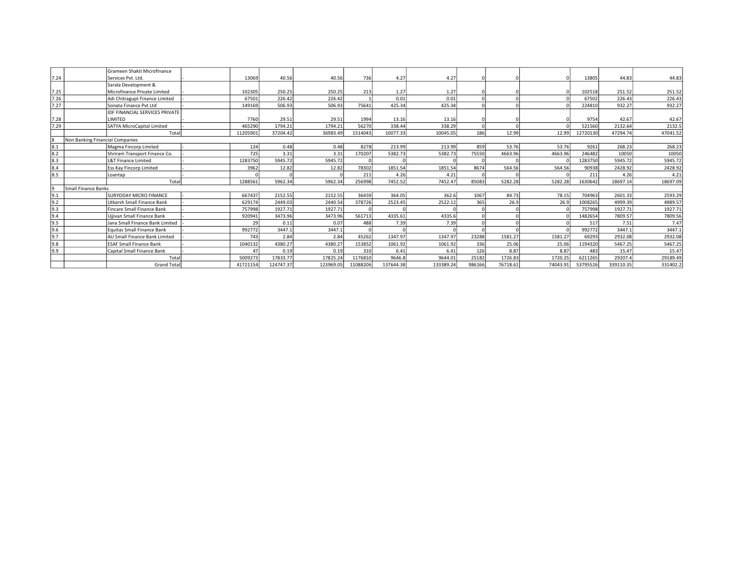| | | | | | | | | | | | | | | | |
|---|---|---|---|---|---|---|---|---|---|---|---|---|---|---|---|
| 7.24 | | Grameen Shakti Microfinance Services Pvt. Ltd. | - | 13069 | 40.56 | 40.56 | 736 | 4.27 | 4.27 | 0 | 0 | 0 | 13805 | 44.83 | 44.83 |
| 7.25 | | Sarala Development & Microfinance Private Limited | - | 102305 | 250.25 | 250.25 | 213 | 1.27 | 1.27 | 0 | 0 | 0 | 102518 | 251.52 | 251.52 |
| 7.26 | | Adi Chitragupt Finance Limited | - | 67501 | 226.42 | 226.42 | 1 | 0.01 | 0.01 | 0 | 0 | 0 | 67502 | 226.43 | 226.43 |
| 7.27 | | Sonata Finance Pvt Ltd | - | 149169 | 506.93 | 506.93 | 75641 | 425.34 | 425.34 | 0 | 0 | 0 | 224810 | 932.27 | 932.27 |
| 7.28 | | IDF FINANCIAL SERVICES PRIVATE LIMITED | - | 7760 | 29.51 | 29.51 | 1994 | 13.16 | 13.16 | 0 | 0 | 0 | 9754 | 42.67 | 42.67 |
| 7.29 | | SATYA MicroCapital Limited | - | 465290 | 1794.21 | 1794.21 | 56270 | 338.44 | 338.29 | 0 | 0 | 0 | 521560 | 2132.64 | 2132.5 |
| | | Total | | 11205901 | 37204.42 | 36983.49 | 1514043 | 10077.33 | 10045.05 | 186 | 12.99 | 12.99 | 12720130 | 47294.74 | 47041.52 |
| 8 | Non Banking Financial Companies | | | | | | | | | | | | | | |
| 8.1 | | Magma Fincorp Limited | - | 124 | 0.48 | 0.48 | 8278 | 213.99 | 213.99 | 859 | 53.76 | 53.76 | 9261 | 268.23 | 268.23 |
| 8.2 | | Shriram Transport Finance Co. | - | 725 | 3.31 | 3.31 | 170207 | 5382.73 | 5382.73 | 75550 | 4663.96 | 4663.96 | 246482 | 10050 | 10050 |
| 8.3 | | L&T Finance Limited | - | 1283750 | 5945.72 | 5945.72 | 0 | 0 | 0 | 0 | 0 | 0 | 1283750 | 5945.72 | 5945.72 |
| 8.4 | | Ess Kay Fincorp Limited | - | 3962 | 12.82 | 12.82 | 78302 | 1851.54 | 1851.54 | 8674 | 564.56 | 564.56 | 90938 | 2428.92 | 2428.92 |
| 8.5 | | Loantap | - | 0 | 0 | 0 | 211 | 4.26 | 4.21 | 0 | 0 | 0 | 211 | 4.26 | 4.21 |
| | | Total | | 1288561 | 5962.34 | 5962.34 | 256998 | 7452.52 | 7452.47 | 85083 | 5282.28 | 5282.28 | 1630642 | 18697.14 | 18697.09 |
| 9 | Small Finance Banks | | | | | | | | | | | | | | |
| 9.1 | | SURYODAY MICRO FINANCE | - | 667437 | 2152.55 | 2152.55 | 36459 | 364.05 | 362.6 | 1067 | 84.73 | 78.15 | 704963 | 2601.33 | 2593.29 |
| 9.2 | | Utkarsh Small Finance Bank | - | 629174 | 2449.03 | 2440.54 | 378726 | 2523.45 | 2522.12 | 365 | 26.9 | 26.9 | 1008265 | 4999.39 | 4989.57 |
| 9.3 | | Fincare Small Finance Bank | - | 757998 | 1927.71 | 1927.71 | 0 | 0 | 0 | 0 | 0 | 0 | 757998 | 1927.71 | 1927.71 |
| 9.4 | | Ujjivan Small Finance Bank | - | 920941 | 3473.96 | 3473.96 | 561713 | 4335.61 | 4335.6 | 0 | 0 | 0 | 1482654 | 7809.57 | 7809.56 |
| 9.5 | | Jana Small Finance Bank Limited | - | 29 | 0.11 | 0.07 | 488 | 7.39 | 7.39 | 0 | 0 | 0 | 517 | 7.51 | 7.47 |
| 9.6 | | Equitas Small Finance Bank | - | 992772 | 3447.1 | 3447.1 | 0 | 0 | 0 | 0 | 0 | 0 | 992772 | 3447.1 | 3447.1 |
| 9.7 | | AU Small Finance Bank Limited | - | 743 | 2.84 | 2.84 | 45262 | 1347.97 | 1347.97 | 23288 | 1581.27 | 1581.27 | 69293 | 2932.08 | 2932.08 |
| 9.8 | | ESAF Small Finance Bank | - | 1040132 | 4380.27 | 4380.27 | 153852 | 1061.92 | 1061.92 | 336 | 25.06 | 25.06 | 1194320 | 5467.25 | 5467.25 |
| 9.9 | | Capital Small Finance Bank | - | 47 | 0.19 | 0.19 | 310 | 6.41 | 6.41 | 126 | 8.87 | 8.87 | 483 | 15.47 | 15.47 |
| | | Total | | 5009273 | 17833.77 | 17825.24 | 1176810 | 9646.8 | 9644.01 | 25182 | 1726.83 | 1720.25 | 6211265 | 29207.4 | 29189.49 |
| | | Grand Total | | 41721154 | 124747.37 | 123969.05 | 11088206 | 137644.38 | 133389.24 | 986166 | 76718.61 | 74043.91 | 53795526 | 339110.35 | 331402.2 |